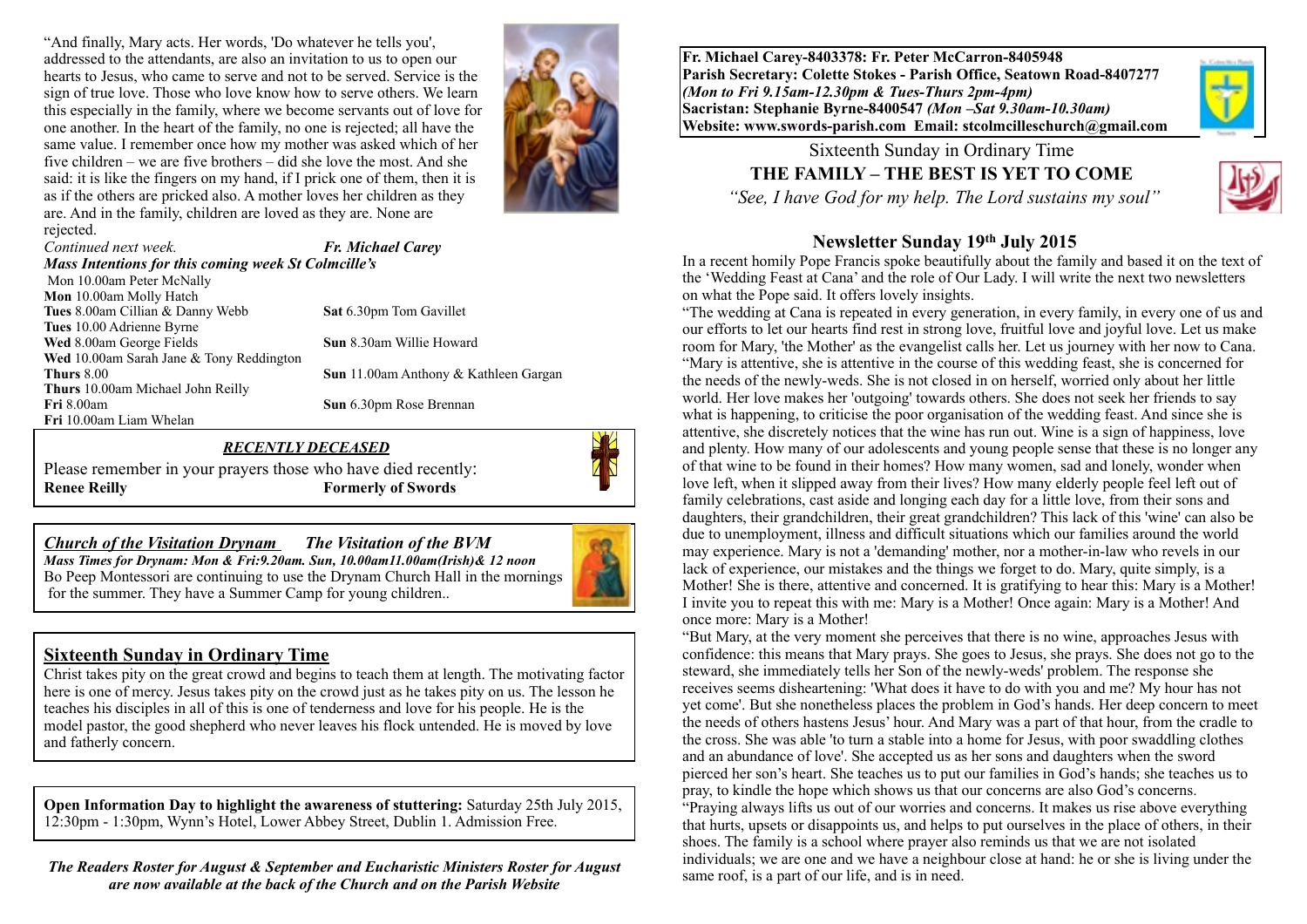**Fr. Michael Carey-8403378: Fr. Peter McCarron-8405948**
**Parish Secretary: Colette Stokes - Parish Office, Seatown Road-8407277**
***(Mon to Fri 9.15am-12.30pm & Tues-Thurs 2pm-4pm)***
**Sacristan: Stephanie Byrne-8400547** ***(Mon –Sat 9.30am-10.30am)***
**Website: www.swords-parish.com Email: stcolmcilleschurch@gmail.com**

Sixteenth Sunday in Ordinary Time

**THE FAMILY – THE BEST IS YET TO COME**

*"See, I have God for my help. The Lord sustains my soul"*

## Newsletter Sunday 19th July 2015

In a recent homily Pope Francis spoke beautifully about the family and based it on the text of the 'Wedding Feast at Cana' and the role of Our Lady. I will write the next two newsletters on what the Pope said. It offers lovely insights.

"The wedding at Cana is repeated in every generation, in every family, in every one of us and our efforts to let our hearts find rest in strong love, fruitful love and joyful love. Let us make room for Mary, 'the Mother' as the evangelist calls her. Let us journey with her now to Cana.

"Mary is attentive, she is attentive in the course of this wedding feast, she is concerned for the needs of the newly-weds. She is not closed in on herself, worried only about her little world. Her love makes her 'outgoing' towards others. She does not seek her friends to say what is happening, to criticise the poor organisation of the wedding feast. And since she is attentive, she discretely notices that the wine has run out. Wine is a sign of happiness, love and plenty. How many of our adolescents and young people sense that these is no longer any of that wine to be found in their homes? How many women, sad and lonely, wonder when love left, when it slipped away from their lives? How many elderly people feel left out of family celebrations, cast aside and longing each day for a little love, from their sons and daughters, their grandchildren, their great grandchildren? This lack of this 'wine' can also be due to unemployment, illness and difficult situations which our families around the world may experience. Mary is not a 'demanding' mother, nor a mother-in-law who revels in our lack of experience, our mistakes and the things we forget to do. Mary, quite simply, is a Mother! She is there, attentive and concerned. It is gratifying to hear this: Mary is a Mother! I invite you to repeat this with me: Mary is a Mother! Once again: Mary is a Mother! And once more: Mary is a Mother!

"But Mary, at the very moment she perceives that there is no wine, approaches Jesus with confidence: this means that Mary prays. She goes to Jesus, she prays. She does not go to the steward, she immediately tells her Son of the newly-weds' problem. The response she receives seems disheartening: 'What does it have to do with you and me? My hour has not yet come'. But she nonetheless places the problem in God's hands. Her deep concern to meet the needs of others hastens Jesus' hour. And Mary was a part of that hour, from the cradle to the cross. She was able 'to turn a stable into a home for Jesus, with poor swaddling clothes and an abundance of love'. She accepted us as her sons and daughters when the sword pierced her son's heart. She teaches us to put our families in God's hands; she teaches us to pray, to kindle the hope which shows us that our concerns are also God's concerns.

"Praying always lifts us out of our worries and concerns. It makes us rise above everything that hurts, upsets or disappoints us, and helps to put ourselves in the place of others, in their shoes. The family is a school where prayer also reminds us that we are not isolated individuals; we are one and we have a neighbour close at hand: he or she is living under the same roof, is a part of our life, and is in need.

"And finally, Mary acts. Her words, 'Do whatever he tells you', addressed to the attendants, are also an invitation to us to open our hearts to Jesus, who came to serve and not to be served. Service is the sign of true love. Those who love know how to serve others. We learn this especially in the family, where we become servants out of love for one another. In the heart of the family, no one is rejected; all have the same value. I remember once how my mother was asked which of her five children – we are five brothers – did she love the most. And she said: it is like the fingers on my hand, if I prick one of them, then it is as if the others are pricked also. A mother loves her children as they are. And in the family, children are loved as they are. None are rejected.

*Continued next week.* ***Fr. Michael Carey***

***Mass Intentions for this coming week St Colmcille's***

Mon 10.00am Peter McNally
**Mon** 10.00am Molly Hatch
**Tues** 8.00am Cillian & Danny Webb
**Tues** 10.00 Adrienne Byrne
**Wed** 8.00am George Fields
**Wed** 10.00am Sarah Jane & Tony Reddington
**Thurs** 8.00
**Thurs** 10.00am Michael John Reilly
**Fri** 8.00am
**Fri** 10.00am Liam Whelan
**Sat** 6.30pm Tom Gavillet
**Sun** 8.30am Willie Howard
**Sun** 11.00am Anthony & Kathleen Gargan
**Sun** 6.30pm Rose Brennan

## *RECENTLY DECEASED*

Please remember in your prayers those who have died recently:
**Renee Reilly** **Formerly of Swords**

## *Church of the Visitation Drynam* *The Visitation of the BVM*

***Mass Times for Drynam: Mon & Fri:9.20am. Sun, 10.00am11.00am(Irish)& 12 noon***

Bo Peep Montessori are continuing to use the Drynam Church Hall in the mornings for the summer. They have a Summer Camp for young children..

## Sixteenth Sunday in Ordinary Time

Christ takes pity on the great crowd and begins to teach them at length. The motivating factor here is one of mercy. Jesus takes pity on the crowd just as he takes pity on us. The lesson he teaches his disciples in all of this is one of tenderness and love for his people. He is the model pastor, the good shepherd who never leaves his flock untended. He is moved by love and fatherly concern.

**Open Information Day to highlight the awareness of stuttering:** Saturday 25th July 2015, 12:30pm - 1:30pm, Wynn's Hotel, Lower Abbey Street, Dublin 1. Admission Free.

***The Readers Roster for August & September and Eucharistic Ministers Roster for August are now available at the back of the Church and on the Parish Website***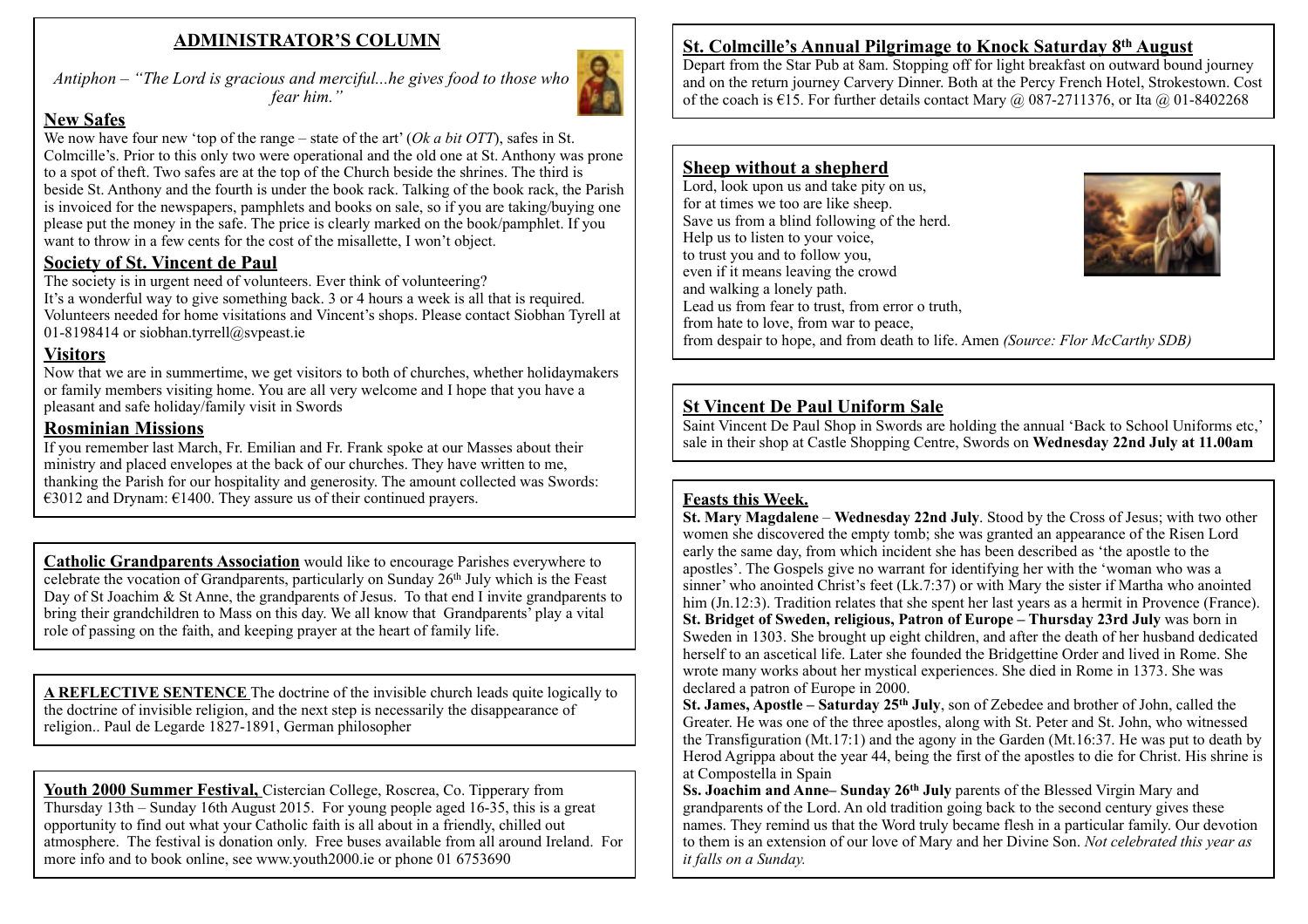## ADMINISTRATOR'S COLUMN

*Antiphon – "The Lord is gracious and merciful...he gives food to those who fear him."*

### New Safes

We now have four new 'top of the range – state of the art' (*Ok a bit OTT*), safes in St. Colmcille's. Prior to this only two were operational and the old one at St. Anthony was prone to a spot of theft. Two safes are at the top of the Church beside the shrines. The third is beside St. Anthony and the fourth is under the book rack. Talking of the book rack, the Parish is invoiced for the newspapers, pamphlets and books on sale, so if you are taking/buying one please put the money in the safe. The price is clearly marked on the book/pamphlet. If you want to throw in a few cents for the cost of the misallette, I won't object.

### Society of St. Vincent de Paul

The society is in urgent need of volunteers. Ever think of volunteering?
It's a wonderful way to give something back. 3 or 4 hours a week is all that is required. Volunteers needed for home visitations and Vincent's shops. Please contact Siobhan Tyrell at 01-8198414 or siobhan.tyrrell@svpeast.ie

### Visitors

Now that we are in summertime, we get visitors to both of churches, whether holidaymakers or family members visiting home. You are all very welcome and I hope that you have a pleasant and safe holiday/family visit in Swords

### Rosminian Missions

If you remember last March, Fr. Emilian and Fr. Frank spoke at our Masses about their ministry and placed envelopes at the back of our churches. They have written to me, thanking the Parish for our hospitality and generosity. The amount collected was Swords: €3012 and Drynam: €1400. They assure us of their continued prayers.

**Catholic Grandparents Association** would like to encourage Parishes everywhere to celebrate the vocation of Grandparents, particularly on Sunday 26th July which is the Feast Day of St Joachim & St Anne, the grandparents of Jesus. To that end I invite grandparents to bring their grandchildren to Mass on this day. We all know that Grandparents' play a vital role of passing on the faith, and keeping prayer at the heart of family life.

**A REFLECTIVE SENTENCE** The doctrine of the invisible church leads quite logically to the doctrine of invisible religion, and the next step is necessarily the disappearance of religion.. Paul de Legarde 1827-1891, German philosopher

**Youth 2000 Summer Festival,** Cistercian College, Roscrea, Co. Tipperary from Thursday 13th – Sunday 16th August 2015. For young people aged 16-35, this is a great opportunity to find out what your Catholic faith is all about in a friendly, chilled out atmosphere. The festival is donation only. Free buses available from all around Ireland. For more info and to book online, see www.youth2000.ie or phone 01 6753690

### St. Colmcille's Annual Pilgrimage to Knock Saturday 8th August

Depart from the Star Pub at 8am. Stopping off for light breakfast on outward bound journey and on the return journey Carvery Dinner. Both at the Percy French Hotel, Strokestown. Cost of the coach is €15. For further details contact Mary @ 087-2711376, or Ita @ 01-8402268

### Sheep without a shepherd

Lord, look upon us and take pity on us,
for at times we too are like sheep.
Save us from a blind following of the herd.
Help us to listen to your voice,
to trust you and to follow you,
even if it means leaving the crowd
and walking a lonely path.
Lead us from fear to trust, from error o truth,
from hate to love, from war to peace,
from despair to hope, and from death to life. Amen *(Source: Flor McCarthy SDB)*

### St Vincent De Paul Uniform Sale

Saint Vincent De Paul Shop in Swords are holding the annual 'Back to School Uniforms etc,' sale in their shop at Castle Shopping Centre, Swords on **Wednesday 22nd July at 11.00am**

### Feasts this Week.

**St. Mary Magdalene** – **Wednesday 22nd July**. Stood by the Cross of Jesus; with two other women she discovered the empty tomb; she was granted an appearance of the Risen Lord early the same day, from which incident she has been described as 'the apostle to the apostles'. The Gospels give no warrant for identifying her with the 'woman who was a sinner' who anointed Christ's feet (Lk.7:37) or with Mary the sister if Martha who anointed him (Jn.12:3). Tradition relates that she spent her last years as a hermit in Provence (France).

**St. Bridget of Sweden, religious, Patron of Europe – Thursday 23rd July** was born in Sweden in 1303. She brought up eight children, and after the death of her husband dedicated herself to an ascetical life. Later she founded the Bridgettine Order and lived in Rome. She wrote many works about her mystical experiences. She died in Rome in 1373. She was declared a patron of Europe in 2000.

**St. James, Apostle – Saturday 25th July**, son of Zebedee and brother of John, called the Greater. He was one of the three apostles, along with St. Peter and St. John, who witnessed the Transfiguration (Mt.17:1) and the agony in the Garden (Mt.16:37. He was put to death by Herod Agrippa about the year 44, being the first of the apostles to die for Christ. His shrine is at Compostella in Spain

**Ss. Joachim and Anne– Sunday 26th July** parents of the Blessed Virgin Mary and grandparents of the Lord. An old tradition going back to the second century gives these names. They remind us that the Word truly became flesh in a particular family. Our devotion to them is an extension of our love of Mary and her Divine Son. *Not celebrated this year as it falls on a Sunday.*